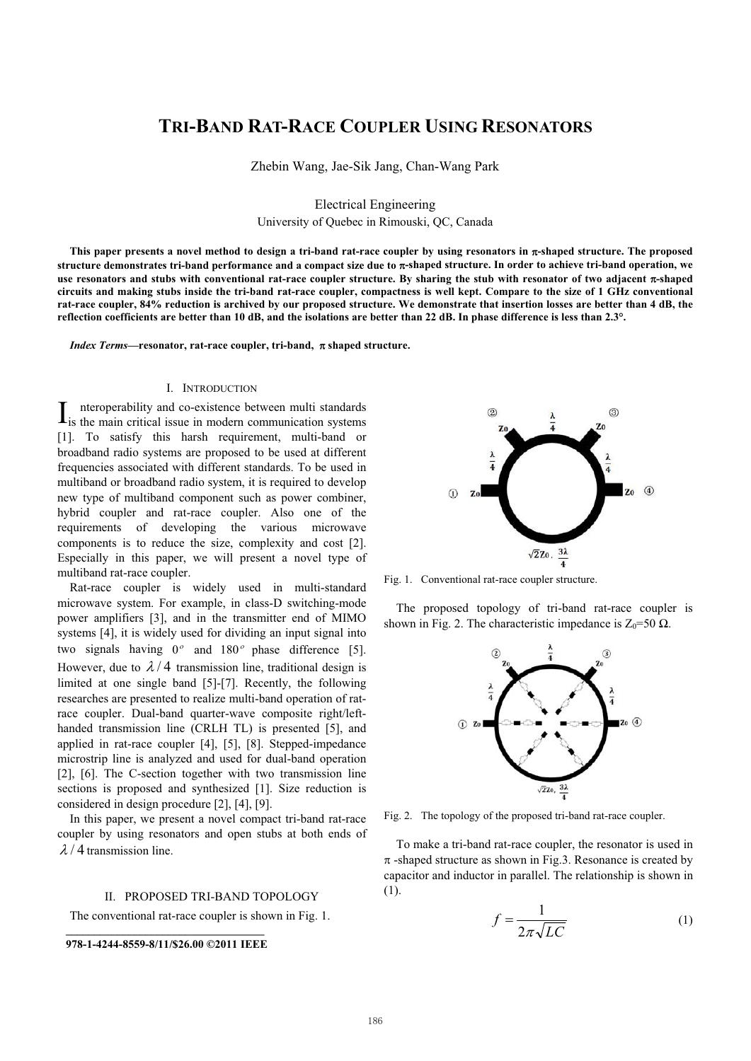# TRI-BAND RAT-RACE COUPLER USING RESONATORS

Zhebin Wang, Jae-Sik Jang, Chan-Wang Park

Electrical Engineering
University of Quebec in Rimouski, QC, Canada

**This paper presents a novel method to design a tri-band rat-race coupler by using resonators in π-shaped structure. The proposed structure demonstrates tri-band performance and a compact size due to π-shaped structure. In order to achieve tri-band operation, we use resonators and stubs with conventional rat-race coupler structure. By sharing the stub with resonator of two adjacent π-shaped circuits and making stubs inside the tri-band rat-race coupler, compactness is well kept. Compare to the size of 1 GHz conventional rat-race coupler, 84% reduction is archived by our proposed structure. We demonstrate that insertion losses are better than 4 dB, the reflection coefficients are better than 10 dB, and the isolations are better than 22 dB. In phase difference is less than 2.3°.**

***Index Terms*—resonator, rat-race coupler, tri-band, π shaped structure.**

## I. INTRODUCTION

Interoperability and co-existence between multi standards is the main critical issue in modern communication systems [1]. To satisfy this harsh requirement, multi-band or broadband radio systems are proposed to be used at different frequencies associated with different standards. To be used in multiband or broadband radio system, it is required to develop new type of multiband component such as power combiner, hybrid coupler and rat-race coupler. Also one of the requirements of developing the various microwave components is to reduce the size, complexity and cost [2]. Especially in this paper, we will present a novel type of multiband rat-race coupler.

Rat-race coupler is widely used in multi-standard microwave system. For example, in class-D switching-mode power amplifiers [3], and in the transmitter end of MIMO systems [4], it is widely used for dividing an input signal into two signals having $0^o$ and $180^o$ phase difference [5]. However, due to $\lambda/4$ transmission line, traditional design is limited at one single band [5]-[7]. Recently, the following researches are presented to realize multi-band operation of rat-race coupler. Dual-band quarter-wave composite right/left-handed transmission line (CRLH TL) is presented [5], and applied in rat-race coupler [4], [5], [8]. Stepped-impedance microstrip line is analyzed and used for dual-band operation [2], [6]. The C-section together with two transmission line sections is proposed and synthesized [1]. Size reduction is considered in design procedure [2], [4], [9].

In this paper, we present a novel compact tri-band rat-race coupler by using resonators and open stubs at both ends of $\lambda/4$ transmission line.

## II. PROPOSED TRI-BAND TOPOLOGY

The conventional rat-race coupler is shown in Fig. 1.

Fig. 1. Conventional rat-race coupler structure.

The proposed topology of tri-band rat-race coupler is shown in Fig. 2. The characteristic impedance is $Z_0$=50 Ω.

Fig. 2. The topology of the proposed tri-band rat-race coupler.

To make a tri-band rat-race coupler, the resonator is used in π -shaped structure as shown in Fig.3. Resonance is created by capacitor and inductor in parallel. The relationship is shown in (1).

$$f = \frac{1}{2\pi\sqrt{LC}} \tag{1}$$

978-1-4244-8559-8/11/$26.00 ©2011 IEEE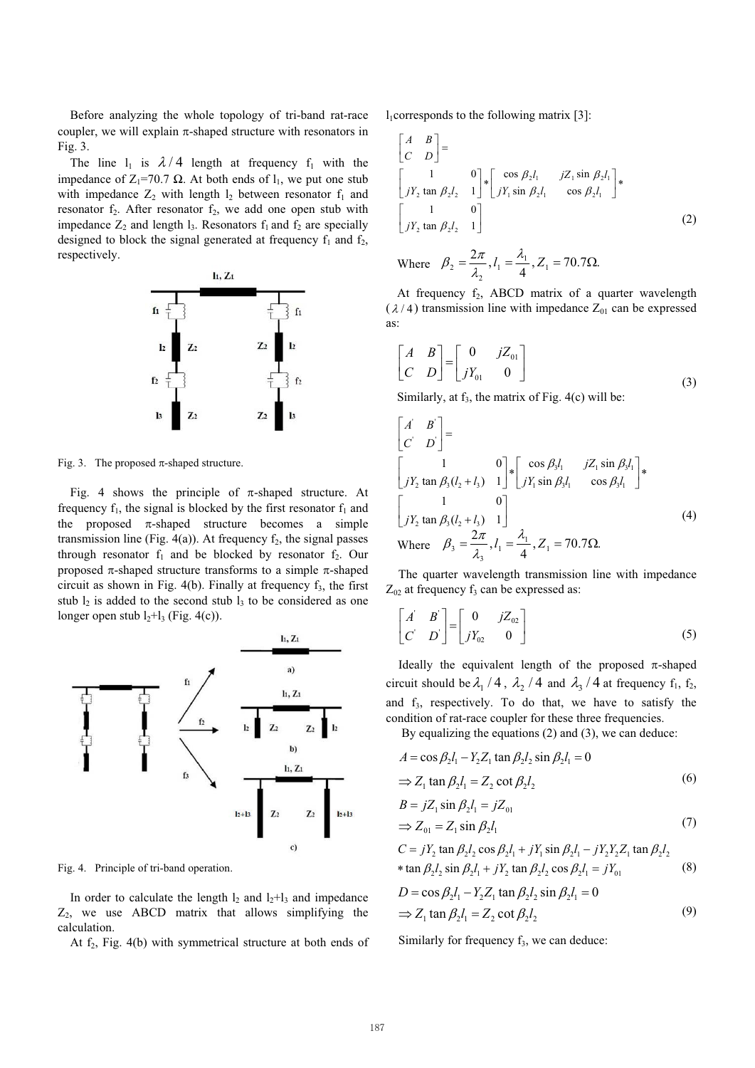Before analyzing the whole topology of tri-band rat-race coupler, we will explain π-shaped structure with resonators in Fig. 3.

The line $l_1$ is $\lambda/4$ length at frequency $f_1$ with the impedance of $Z_1$=70.7 Ω. At both ends of $l_1$, we put one stub with impedance $Z_2$ with length $l_2$ between resonator $f_1$ and resonator $f_2$. After resonator $f_2$, we add one open stub with impedance $Z_2$ and length $l_3$. Resonators $f_1$ and $f_2$ are specially designed to block the signal generated at frequency $f_1$ and $f_2$, respectively.

Fig. 3. The proposed π-shaped structure.

Fig. 4 shows the principle of π-shaped structure. At frequency $f_1$, the signal is blocked by the first resonator $f_1$ and the proposed π-shaped structure becomes a simple transmission line (Fig. 4(a)). At frequency $f_2$, the signal passes through resonator $f_1$ and be blocked by resonator $f_2$. Our proposed π-shaped structure transforms to a simple π-shaped circuit as shown in Fig. 4(b). Finally at frequency $f_3$, the first stub $l_2$ is added to the second stub $l_3$ to be considered as one longer open stub $l_2$+$l_3$ (Fig. 4(c)).

Fig. 4. Principle of tri-band operation.

In order to calculate the length $l_2$ and $l_2$+$l_3$ and impedance $Z_2$, we use ABCD matrix that allows simplifying the calculation.

At $f_2$, Fig. 4(b) with symmetrical structure at both ends of $l_1$ corresponds to the following matrix [3]:

$$\begin{bmatrix} A & B \\ C & D \end{bmatrix} = \begin{bmatrix} 1 & 0 \\ jY_2 \tan\beta_2 l_2 & 1 \end{bmatrix} * \begin{bmatrix} \cos\beta_2 l_1 & jZ_1 \sin\beta_2 l_1 \\ jY_1 \sin\beta_2 l_1 & \cos\beta_2 l_1 \end{bmatrix} * \begin{bmatrix} 1 & 0 \\ jY_2 \tan\beta_2 l_2 & 1 \end{bmatrix} \tag{2}$$

Where $\beta_2 = \dfrac{2\pi}{\lambda_2}, l_1 = \dfrac{\lambda_1}{4}, Z_1 = 70.7\Omega.$

At frequency $f_2$, ABCD matrix of a quarter wavelength ($\lambda/4$) transmission line with impedance $Z_{01}$ can be expressed as:

$$\begin{bmatrix} A & B \\ C & D \end{bmatrix} = \begin{bmatrix} 0 & jZ_{01} \\ jY_{01} & 0 \end{bmatrix} \tag{3}$$

Similarly, at $f_3$, the matrix of Fig. 4(c) will be:

$$\begin{bmatrix} A' & B' \\ C' & D' \end{bmatrix} = \begin{bmatrix} 1 & 0 \\ jY_2 \tan\beta_3(l_2+l_3) & 1 \end{bmatrix} * \begin{bmatrix} \cos\beta_3 l_1 & jZ_1 \sin\beta_3 l_1 \\ jY_1 \sin\beta_3 l_1 & \cos\beta_3 l_1 \end{bmatrix} * \begin{bmatrix} 1 & 0 \\ jY_2 \tan\beta_3(l_2+l_3) & 1 \end{bmatrix} \tag{4}$$

Where $\beta_3 = \dfrac{2\pi}{\lambda_3}, l_1 = \dfrac{\lambda_1}{4}, Z_1 = 70.7\Omega.$

The quarter wavelength transmission line with impedance $Z_{02}$ at frequency $f_3$ can be expressed as:

$$\begin{bmatrix} A' & B' \\ C' & D' \end{bmatrix} = \begin{bmatrix} 0 & jZ_{02} \\ jY_{02} & 0 \end{bmatrix} \tag{5}$$

Ideally the equivalent length of the proposed π-shaped circuit should be $\lambda_1/4$, $\lambda_2/4$ and $\lambda_3/4$ at frequency $f_1$, $f_2$, and $f_3$, respectively. To do that, we have to satisfy the condition of rat-race coupler for these three frequencies.

By equalizing the equations (2) and (3), we can deduce:

$$A = \cos\beta_2 l_1 - Y_2 Z_1 \tan\beta_2 l_2 \sin\beta_2 l_1 = 0$$
$$\Rightarrow Z_1 \tan\beta_2 l_1 = Z_2 \cot\beta_2 l_2 \tag{6}$$

$$B = jZ_1 \sin\beta_2 l_1 = jZ_{01}$$
$$\Rightarrow Z_{01} = Z_1 \sin\beta_2 l_1 \tag{7}$$

$$C = jY_2 \tan\beta_2 l_2 \cos\beta_2 l_1 + jY_1 \sin\beta_2 l_1 - jY_2 Y_2 Z_1 \tan\beta_2 l_2 * \tan\beta_2 l_2 \sin\beta_2 l_1 + jY_2 \tan\beta_2 l_2 \cos\beta_2 l_1 = jY_{01} \tag{8}$$

$$D = \cos\beta_2 l_1 - Y_2 Z_1 \tan\beta_2 l_2 \sin\beta_2 l_1 = 0$$
$$\Rightarrow Z_1 \tan\beta_2 l_1 = Z_2 \cot\beta_2 l_2 \tag{9}$$

Similarly for frequency $f_3$, we can deduce: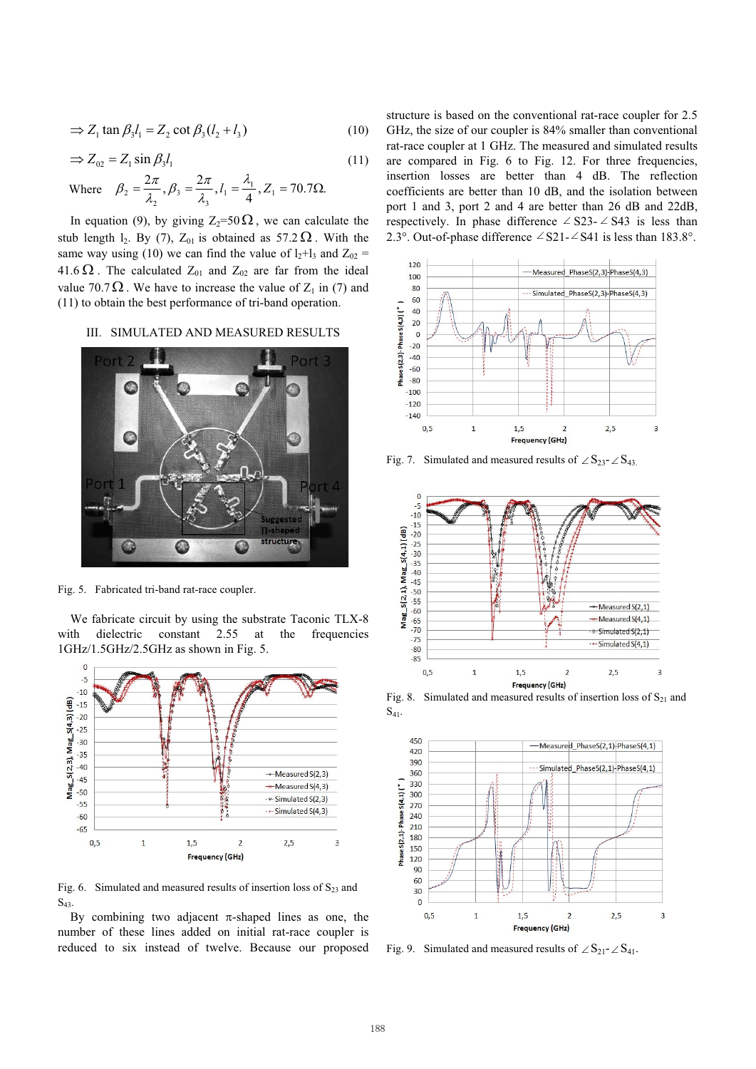$$\Rightarrow Z_1 \tan \beta_3 l_1 = Z_2 \cot \beta_3 (l_2 + l_3) \quad (10)$$

$$\Rightarrow Z_{02} = Z_1 \sin \beta_3 l_1 \quad (11)$$

Where $\beta_2 = \frac{2\pi}{\lambda_2}, \beta_3 = \frac{2\pi}{\lambda_3}, l_1 = \frac{\lambda_1}{4}, Z_1 = 70.7\Omega.$

In equation (9), by giving $Z_2$=50$\Omega$, we can calculate the stub length $l_2$. By (7), $Z_{01}$ is obtained as 57.2$\Omega$. With the same way using (10) we can find the value of $l_2$+$l_3$ and $Z_{02}$ = 41.6$\Omega$. The calculated $Z_{01}$ and $Z_{02}$ are far from the ideal value 70.7$\Omega$. We have to increase the value of $Z_1$ in (7) and (11) to obtain the best performance of tri-band operation.

## III. SIMULATED AND MEASURED RESULTS

Fig. 5. Fabricated tri-band rat-race coupler.

We fabricate circuit by using the substrate Taconic TLX-8 with dielectric constant 2.55 at the frequencies 1GHz/1.5GHz/2.5GHz as shown in Fig. 5.

Fig. 6. Simulated and measured results of insertion loss of $S_{23}$ and $S_{43}$.

By combining two adjacent π-shaped lines as one, the number of these lines added on initial rat-race coupler is reduced to six instead of twelve. Because our proposed structure is based on the conventional rat-race coupler for 2.5 GHz, the size of our coupler is 84% smaller than conventional rat-race coupler at 1 GHz. The measured and simulated results are compared in Fig. 6 to Fig. 12. For three frequencies, insertion losses are better than 4 dB. The reflection coefficients are better than 10 dB, and the isolation between port 1 and 3, port 2 and 4 are better than 26 dB and 22dB, respectively. In phase difference ∠S23-∠S43 is less than 2.3°. Out-of-phase difference ∠S21-∠S41 is less than 183.8°.

Fig. 7. Simulated and measured results of $\angle S_{23}$-$\angle S_{43}$.

Fig. 8. Simulated and measured results of insertion loss of $S_{21}$ and $S_{41}$.

Fig. 9. Simulated and measured results of $\angle S_{21}$-$\angle S_{41}$.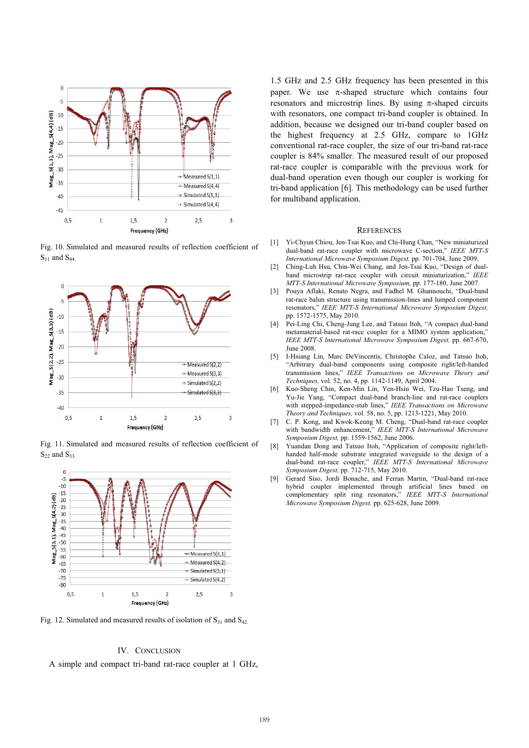0
-5
-10
-15
-20
-25
-30
-35
-40
-45
0,5
1
1,5
2
2,5
3
Frequency (GHz)
Mag_S(1,1), Mag_S(4,4) (dB)
Measured S(1,1)
Measured S(4,4)
Simulated S(1,1)
Simulated S(4,4)

Fig. 10. Simulated and measured results of reflection coefficient of $S_{11}$ and $S_{44}$.

0
-5
-10
-15
-20
-25
-30
-35
-40
0,5
1
1,5
2
2,5
3
Frequency (GHz)
Mag_S(2,2), Mag_S(3,3) (dB)
Measured S(2,2)
Measured S(3,3)
Simulated S(2,2)
Simulated S(3,3)

Fig. 11. Simulated and measured results of reflection coefficient of $S_{22}$ and $S_{33}$.

0
-5
-10
-15
-20
-25
-30
-35
-40
-45
-50
-55
-60
-65
-70
-75
-80
0,5
1
1,5
2
2,5
3
Frequency (GHz)
Mag_S(3,1), Mag_S(4,2) (dB)
Measured S(3,1)
Measured S(4,2)
Simulated S(3,1)
Simulated S(4,2)

Fig. 12. Simulated and measured results of isolation of $S_{31}$ and $S_{42}$.

## IV. Conclusion

A simple and compact tri-band rat-race coupler at 1 GHz, 1.5 GHz and 2.5 GHz frequency has been presented in this paper. We use π-shaped structure which contains four resonators and microstrip lines. By using π-shaped circuits with resonators, one compact tri-band coupler is obtained. In addition, because we designed our tri-band coupler based on the highest frequency at 2.5 GHz, compare to 1GHz conventional rat-race coupler, the size of our tri-band rat-race coupler is 84% smaller. The measured result of our proposed rat-race coupler is comparable with the previous work for dual-band operation even though our coupler is working for tri-band application [6]. This methodology can be used further for multiband application.

## References

[1] Yi-Chyun Chiou, Jen-Tsai Kuo, and Chi-Hung Chan, "New miniaturized dual-band rat-race coupler with microwave C-section," *IEEE MTT-S International Microwave Symposium Digest,* pp. 701-704, June 2009.

[2] Ching-Luh Hsu, Chin-Wei Chang, and Jen-Tsai Kuo, "Design of dual-band microstrip rat-race coupler with circuit miniaturization," *IEEE MTT-S International Microwave Symposium,* pp. 177-180, June 2007.

[3] Pouya Aflaki, Renato Negra, and Fadhel M. Ghannouchi, "Dual-band rat-race balun structure using transmission-lines and lumped component resonators," *IEEE MTT-S International Microwave Symposium Digest,* pp. 1572-1575, May 2010.

[4] Pei-Ling Chi, Cheng-Jung Lee, and Tatsuo Itoh, "A compact dual-band metamaterial-based rat-race coupler for a MIMO system application," *IEEE MTT-S International Microwave Symposium Digest,* pp. 667-670, June 2008.

[5] I-Hsiang Lin, Marc DeVincentis, Christophe Caloz, and Tatsuo Itoh, "Arbitrary dual-band components using composite right/left-handed transmission lines," *IEEE Transactions on Microwave Theory and Techniques,* vol. 52, no. 4, pp. 1142-1149, April 2004.

[6] Kuo-Sheng Chin, Ken-Min Lin, Yen-Hsiu Wei, Tzu-Hao Tseng, and Yu-Jie Yang, "Compact dual-band branch-line and rat-race couplers with stepped-impedance-stub lines," *IEEE Transactions on Microwave Theory and Techniques,* vol. 58, no. 5, pp. 1213-1221, May 2010.

[7] C. P. Kong, and Kwok-Keung M. Cheng, "Dual-band rat-race coupler with bandwidth enhancement," *IEEE MTT-S International Microwave Symposium Digest,* pp. 1559-1562, June 2006.

[8] Yuandan Dong and Tatsuo Itoh, "Application of composite right/left-handed half-mode substrate integrated waveguide to the design of a dual-band rat-race coupler," *IEEE MTT-S International Microwave Symposium Digest,* pp. 712-715, May 2010.

[9] Gerard Siso, Jordi Bonache, and Ferran Martin, "Dual-band rat-race hybrid coupler implemented through artificial lines based on complementary split ring resonators," *IEEE MTT-S International Microwave Symposium Digest,* pp. 625-628, June 2009.